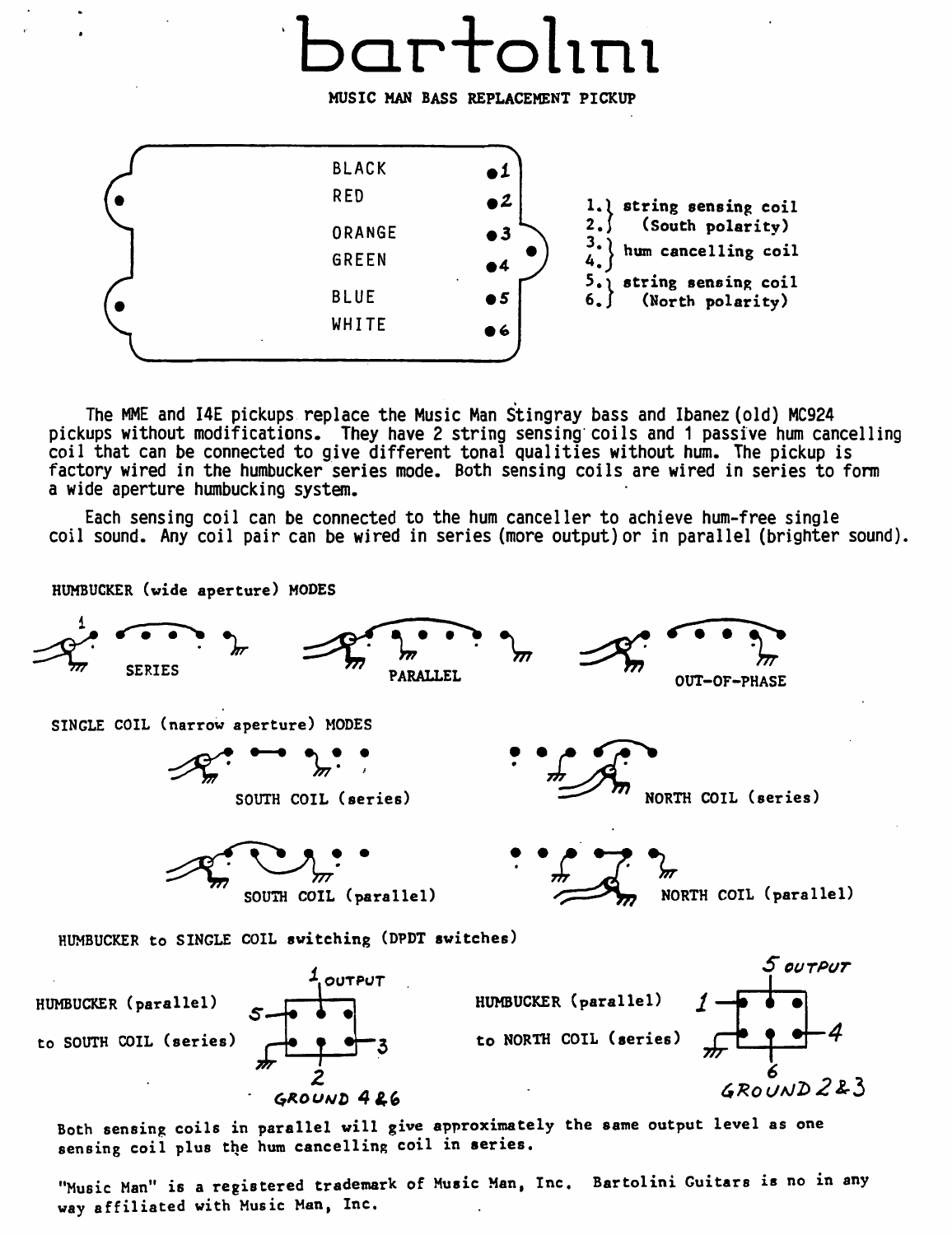# bartolini

MUSIC MAN BASS REPLACEMENT PICKUP

BLACK ●1
RED ●2
ORANGE ●3
GREEN ●4
BLUE ●5
WHITE ●6

1.} string sensing coil
2.} (South polarity)
3.} hum cancelling coil
4.}
5.} string sensing coil
6.} (North polarity)

The MME and I4E pickups replace the Music Man Stingray bass and Ibanez (old) MC924 pickups without modifications. They have 2 string sensing coils and 1 passive hum cancelling coil that can be connected to give different tonal qualities without hum. The pickup is factory wired in the humbucker series mode. Both sensing coils are wired in series to form a wide aperture humbucking system.

Each sensing coil can be connected to the hum canceller to achieve hum-free single coil sound. Any coil pair can be wired in series (more output) or in parallel (brighter sound).

HUMBUCKER (wide aperture) MODES

SERIES

PARALLEL

OUT-OF-PHASE

SINGLE COIL (narrow aperture) MODES

SOUTH COIL (series)

NORTH COIL (series)

SOUTH COIL (parallel)

NORTH COIL (parallel)

HUMBUCKER to SINGLE COIL switching (DPDT switches)

HUMBUCKER (parallel) to SOUTH COIL (series)

1 OUTPUT, 5, 3, 2, GROUND 4 & 6

HUMBUCKER (parallel) to NORTH COIL (series)

5 OUTPUT, 1, 4, 6, GROUND 2 & 3

Both sensing coils in parallel will give approximately the same output level as one sensing coil plus the hum cancelling coil in series.

"Music Man" is a registered trademark of Music Man, Inc. Bartolini Guitars is no in any way affiliated with Music Man, Inc.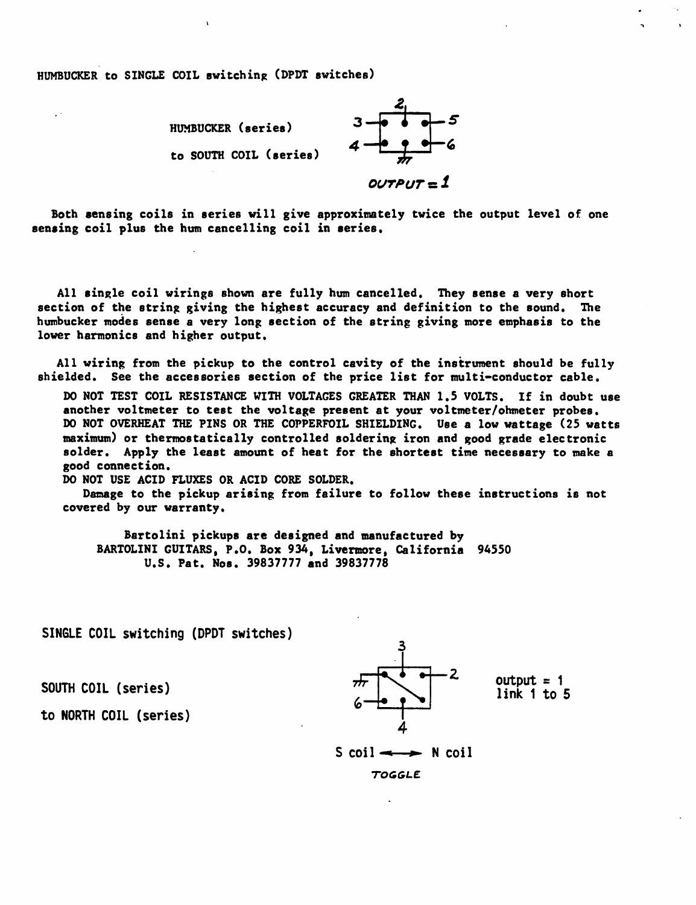HUMBUCKER to SINGLE COIL switching (DPDT switches)

HUMBUCKER (series)

to SOUTH COIL (series)

3 2 5

4 6

OUTPUT = 1

Both sensing coils in series will give approximately twice the output level of one sensing coil plus the hum cancelling coil in series.

All single coil wirings shown are fully hum cancelled. They sense a very short section of the string giving the highest accuracy and definition to the sound. The humbucker modes sense a very long section of the string giving more emphasis to the lower harmonics and higher output.

All wiring from the pickup to the control cavity of the instrument should be fully shielded. See the accessories section of the price list for multi-conductor cable.

DO NOT TEST COIL RESISTANCE WITH VOLTAGES GREATER THAN 1.5 VOLTS. If in doubt use another voltmeter to test the voltage present at your voltmeter/ohmeter probes.
DO NOT OVERHEAT THE PINS OR THE COPPERFOIL SHIELDING. Use a low wattage (25 watts maximum) or thermostatically controlled soldering iron and good grade electronic solder. Apply the least amount of heat for the shortest time necessary to make a good connection.
DO NOT USE ACID FLUXES OR ACID CORE SOLDER.
Damage to the pickup arising from failure to follow these instructions is not covered by our warranty.

Bartolini pickups are designed and manufactured by
BARTOLINI GUITARS, P.O. Box 934, Livermore, California 94550
U.S. Pat. Nos. 39837777 and 39837778

SINGLE COIL switching (DPDT switches)

SOUTH COIL (series)

to NORTH COIL (series)

3 2

6 4

output = 1
link 1 to 5

S coil ⟷ N coil

TOGGLE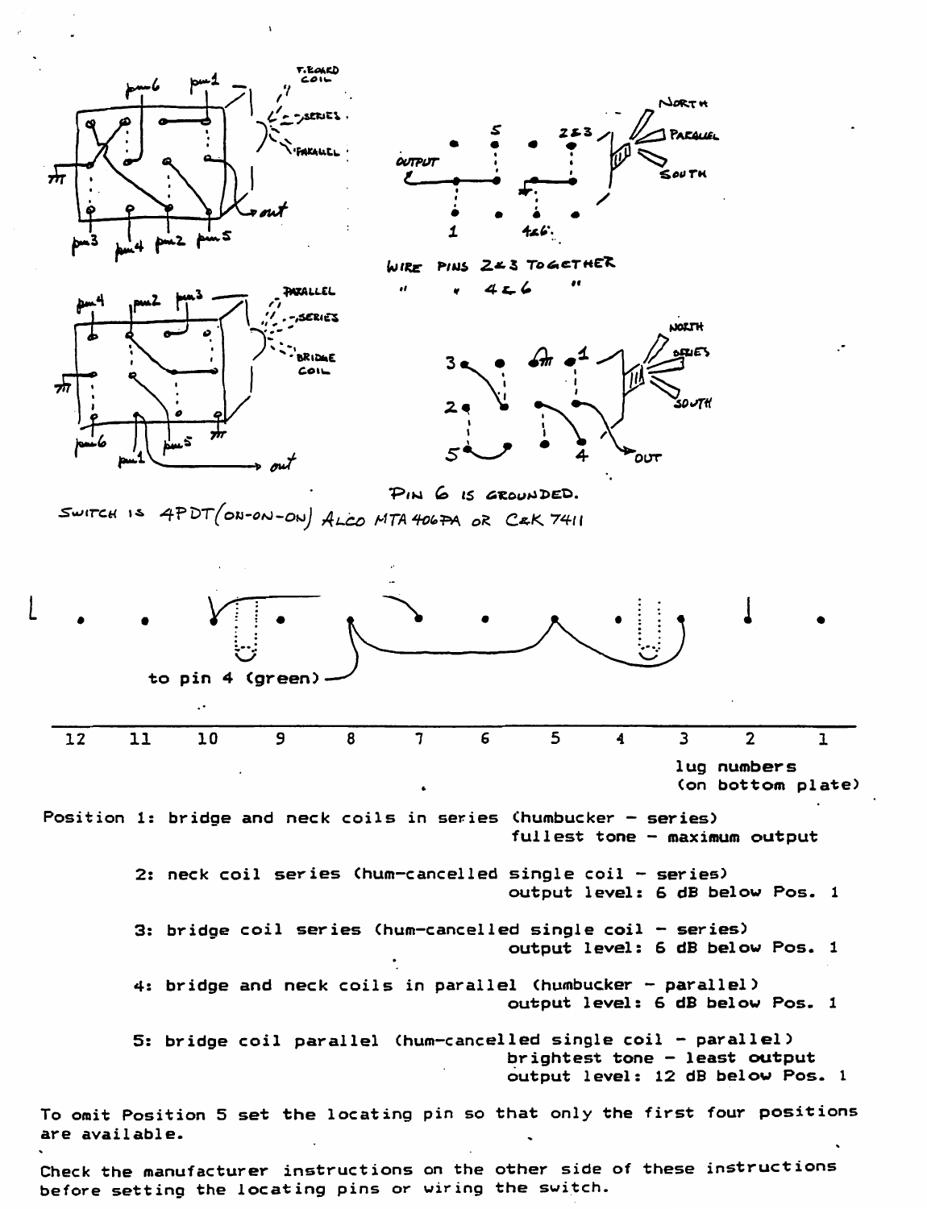WIRE PINS 2&3 TOGETHER
" " 4&6 "

PIN 6 IS GROUNDED.

SWITCH IS 4PDT(ON-ON-ON) ALCO MTA 406PA OR C&K 7411

to pin 4 (green)

| 12 | 11 | 10 | 9 | 8 | 7 | 6 | 5 | 4 | 3 | 2 | 1 |
|---|---|---|---|---|---|---|---|---|---|---|---|

lug numbers (on bottom plate)

Position 1: bridge and neck coils in series (humbucker - series)
fullest tone - maximum output

2: neck coil series (hum-cancelled single coil - series)
output level: 6 dB below Pos. 1

3: bridge coil series (hum-cancelled single coil - series)
output level: 6 dB below Pos. 1

4: bridge and neck coils in parallel (humbucker - parallel)
output level: 6 dB below Pos. 1

5: bridge coil parallel (hum-cancelled single coil - parallel)
brightest tone - least output
output level: 12 dB below Pos. 1

To omit Position 5 set the locating pin so that only the first four positions are available.

Check the manufacturer instructions on the other side of these instructions before setting the locating pins or wiring the switch.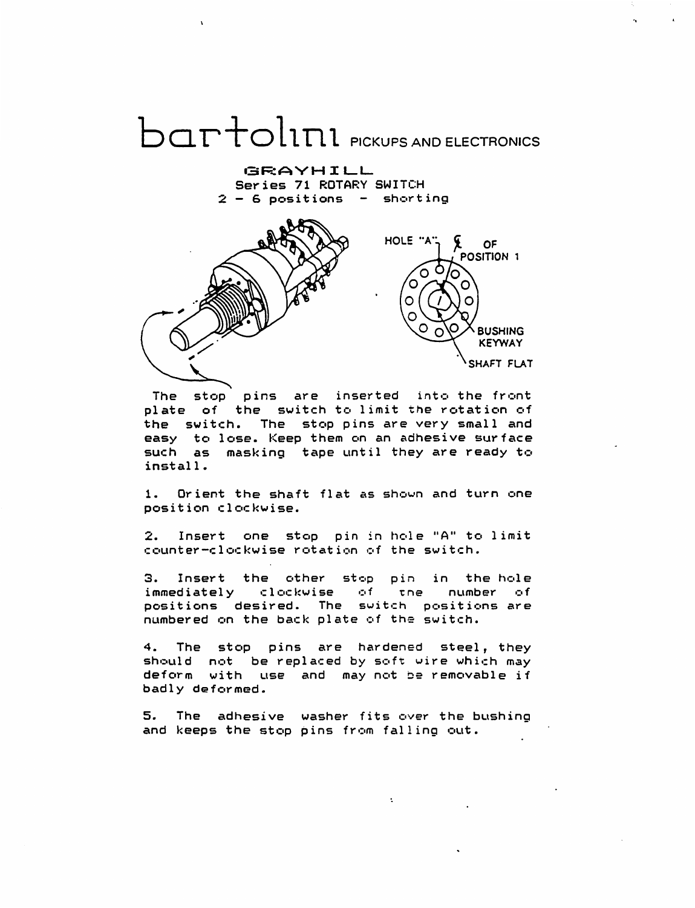# bartolini PICKUPS AND ELECTRONICS

## GRAYHILL
Series 71 ROTARY SWITCH
2 - 6 positions - shorting

HOLE "A"

℄ OF POSITION 1

BUSHING KEYWAY

SHAFT FLAT

The stop pins are inserted into the front plate of the switch to limit the rotation of the switch. The stop pins are very small and easy to lose. Keep them on an adhesive surface such as masking tape until they are ready to install.

1. Orient the shaft flat as shown and turn one position clockwise.

2. Insert one stop pin in hole "A" to limit counter-clockwise rotation of the switch.

3. Insert the other stop pin in the hole immediately clockwise of the number of positions desired. The switch positions are numbered on the back plate of the switch.

4. The stop pins are hardened steel, they should not be replaced by soft wire which may deform with use and may not be removable if badly deformed.

5. The adhesive washer fits over the bushing and keeps the stop pins from falling out.